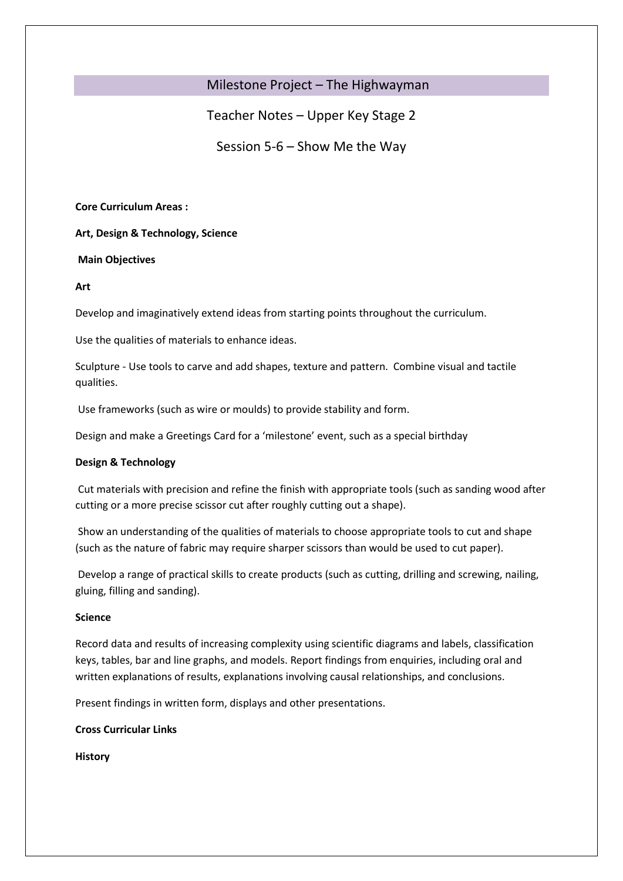# Milestone Project – The Highwayman

## Teacher Notes – Upper Key Stage 2

## Session 5-6 – Show Me the Way

**Core Curriculum Areas :**

**Art, Design & Technology, Science**

**Main Objectives**

**Art**

Develop and imaginatively extend ideas from starting points throughout the curriculum.

Use the qualities of materials to enhance ideas.

Sculpture - Use tools to carve and add shapes, texture and pattern. Combine visual and tactile qualities.

Use frameworks (such as wire or moulds) to provide stability and form.

Design and make a Greetings Card for a 'milestone' event, such as a special birthday

**Design & Technology**

Cut materials with precision and refine the finish with appropriate tools (such as sanding wood after cutting or a more precise scissor cut after roughly cutting out a shape).

Show an understanding of the qualities of materials to choose appropriate tools to cut and shape (such as the nature of fabric may require sharper scissors than would be used to cut paper).

Develop a range of practical skills to create products (such as cutting, drilling and screwing, nailing, gluing, filling and sanding).

**Science**

Record data and results of increasing complexity using scientific diagrams and labels, classification keys, tables, bar and line graphs, and models. Report findings from enquiries, including oral and written explanations of results, explanations involving causal relationships, and conclusions.

Present findings in written form, displays and other presentations.

**Cross Curricular Links**

**History**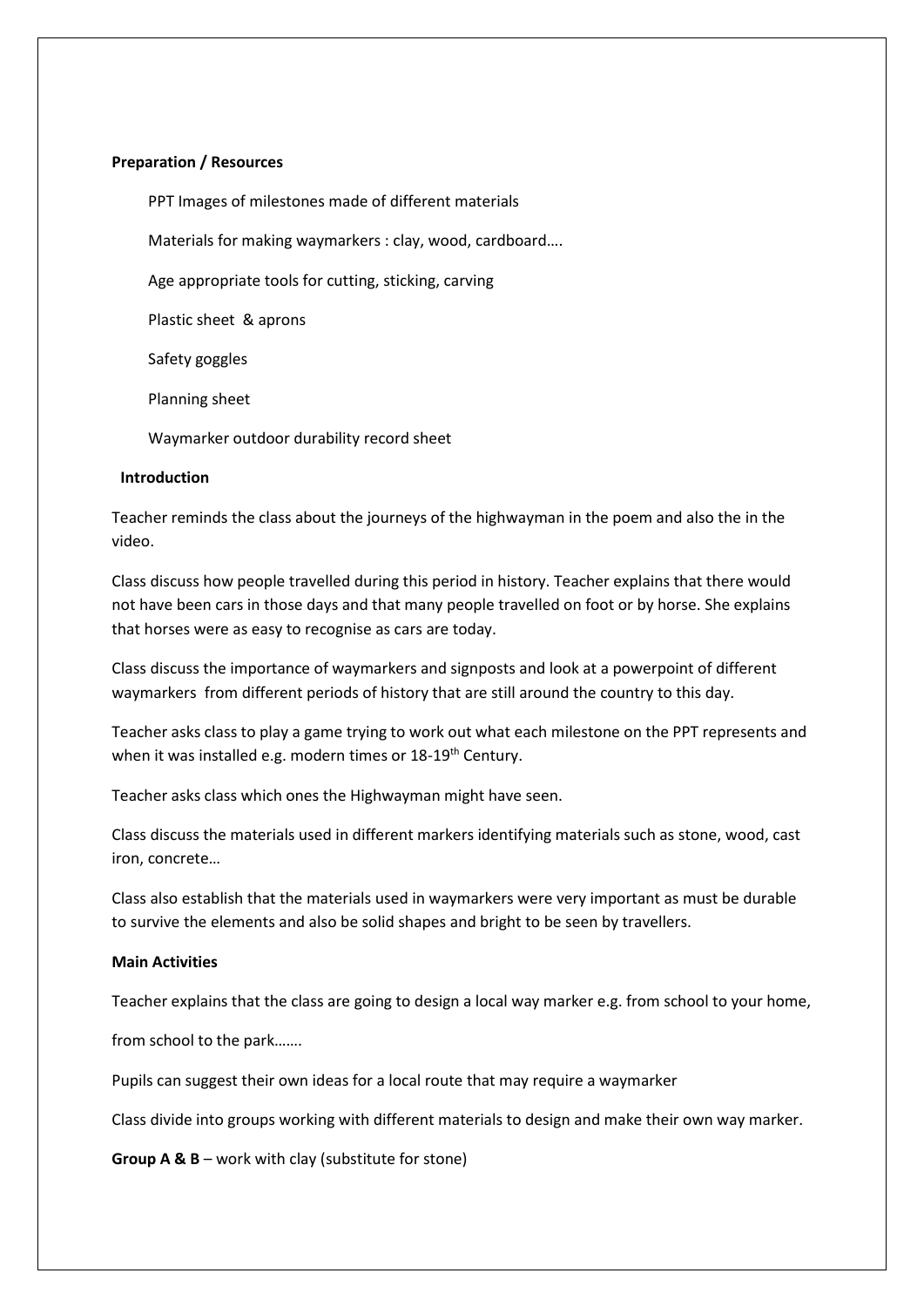**Preparation / Resources**

PPT Images of milestones made of different materials

Materials for making waymarkers : clay, wood, cardboard….

Age appropriate tools for cutting, sticking, carving

Plastic sheet & aprons

Safety goggles

Planning sheet

Waymarker outdoor durability record sheet

**Introduction**

Teacher reminds the class about the journeys of the highwayman in the poem and also the in the video.

Class discuss how people travelled during this period in history. Teacher explains that there would not have been cars in those days and that many people travelled on foot or by horse. She explains that horses were as easy to recognise as cars are today.

Class discuss the importance of waymarkers and signposts and look at a powerpoint of different waymarkers from different periods of history that are still around the country to this day.

Teacher asks class to play a game trying to work out what each milestone on the PPT represents and when it was installed e.g. modern times or 18-19th Century.

Teacher asks class which ones the Highwayman might have seen.

Class discuss the materials used in different markers identifying materials such as stone, wood, cast iron, concrete…

Class also establish that the materials used in waymarkers were very important as must be durable to survive the elements and also be solid shapes and bright to be seen by travellers.

**Main Activities**

Teacher explains that the class are going to design a local way marker e.g. from school to your home,

from school to the park…….

Pupils can suggest their own ideas for a local route that may require a waymarker

Class divide into groups working with different materials to design and make their own way marker.

**Group A & B** – work with clay (substitute for stone)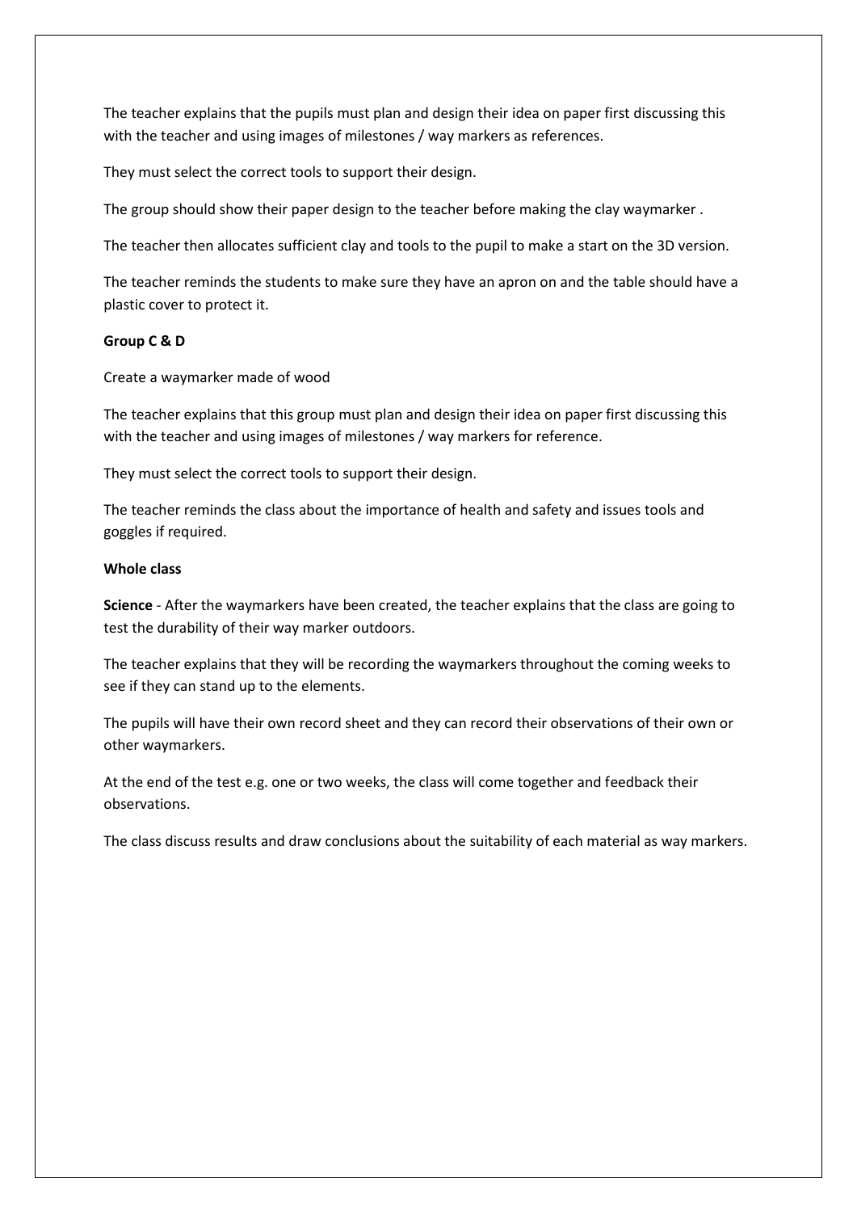The teacher explains that the pupils must plan and design their idea on paper first discussing this with the teacher and using images of milestones / way markers as references.

They must select the correct tools to support their design.

The group should show their paper design to the teacher before making the clay waymarker .

The teacher then allocates sufficient clay and tools to the pupil to make a start on the 3D version.

The teacher reminds the students to make sure they have an apron on and the table should have a plastic cover to protect it.

**Group C & D**

Create a waymarker made of wood

The teacher explains that this group must plan and design their idea on paper first discussing this with the teacher and using images of milestones / way markers for reference.

They must select the correct tools to support their design.

The teacher reminds the class about the importance of health and safety and issues tools and goggles if required.

**Whole class**

**Science** - After the waymarkers have been created, the teacher explains that the class are going to test the durability of their way marker outdoors.

The teacher explains that they will be recording the waymarkers throughout the coming weeks to see if they can stand up to the elements.

The pupils will have their own record sheet and they can record their observations of their own or other waymarkers.

At the end of the test e.g. one or two weeks, the class will come together and feedback their observations.

The class discuss results and draw conclusions about the suitability of each material as way markers.